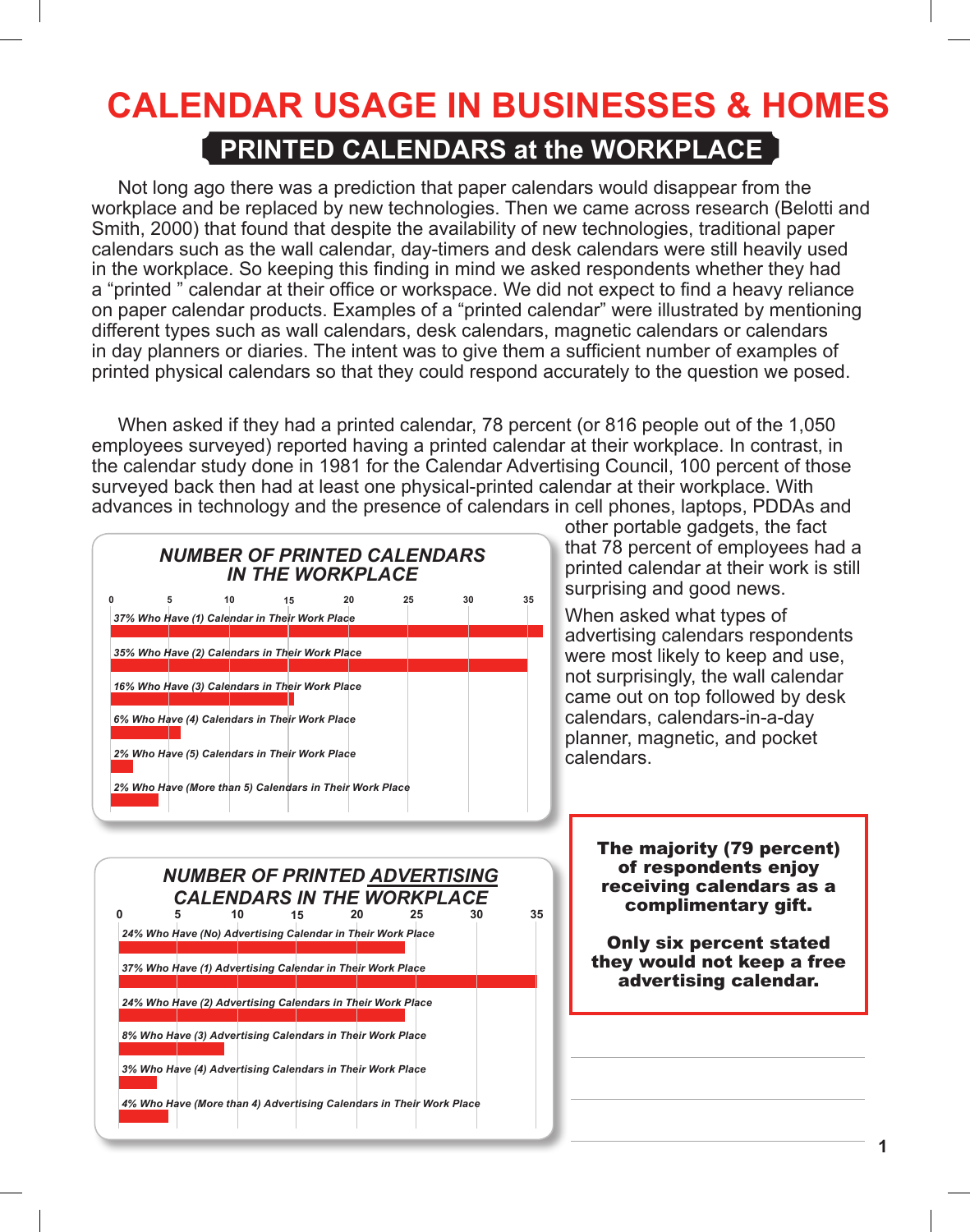# CALENDAR USAGE IN BUSINESSES & HOMES

## PRINTED CALENDARS at the WORKPLACE

Not long ago there was a prediction that paper calendars would disappear from the workplace and be replaced by new technologies. Then we came across research (Belotti and Smith, 2000) that found that despite the availability of new technologies, traditional paper calendars such as the wall calendar, day-timers and desk calendars were still heavily used in the workplace. So keeping this finding in mind we asked respondents whether they had a "printed " calendar at their office or workspace. We did not expect to find a heavy reliance on paper calendar products. Examples of a "printed calendar" were illustrated by mentioning different types such as wall calendars, desk calendars, magnetic calendars or calendars in day planners or diaries. The intent was to give them a sufficient number of examples of printed physical calendars so that they could respond accurately to the question we posed.

When asked if they had a printed calendar, 78 percent (or 816 people out of the 1,050 employees surveyed) reported having a printed calendar at their workplace. In contrast, in the calendar study done in 1981 for the Calendar Advertising Council, 100 percent of those surveyed back then had at least one physical-printed calendar at their workplace. With advances in technology and the presence of calendars in cell phones, laptops, PDDAs and other portable gadgets, the fact that 78 percent of employees had a printed calendar at their work is still surprising and good news.

When asked what types of advertising calendars respondents were most likely to keep and use, not surprisingly, the wall calendar came out on top followed by desk calendars, calendars-in-a-day planner, magnetic, and pocket calendars.

### *NUMBER OF PRINTED CALENDARS IN THE WORKPLACE*

| Number of printed calendars | Percent |
|---|---|
| 37% Who Have (1) Calendar in Their Work Place | 37 |
| 35% Who Have (2) Calendars in Their Work Place | 35 |
| 16% Who Have (3) Calendars in Their Work Place | 16 |
| 6% Who Have (4) Calendars in Their Work Place | 6 |
| 2% Who Have (5) Calendars in Their Work Place | 2 |
| 2% Who Have (More than 5) Calendars in Their Work Place | 2 |

### *NUMBER OF PRINTED ADVERTISING CALENDARS IN THE WORKPLACE*

| Number of printed advertising calendars | Percent |
|---|---|
| 24% Who Have (No) Advertising Calendar in Their Work Place | 24 |
| 37% Who Have (1) Advertising Calendar in Their Work Place | 37 |
| 24% Who Have (2) Advertising Calendars in Their Work Place | 24 |
| 8% Who Have (3) Advertising Calendars in Their Work Place | 8 |
| 3% Who Have (4) Advertising Calendars in Their Work Place | 3 |
| 4% Who Have (More than 4) Advertising Calendars in Their Work Place | 4 |

**The majority (79 percent) of respondents enjoy receiving calendars as a complimentary gift.**

**Only six percent stated they would not keep a free advertising calendar.**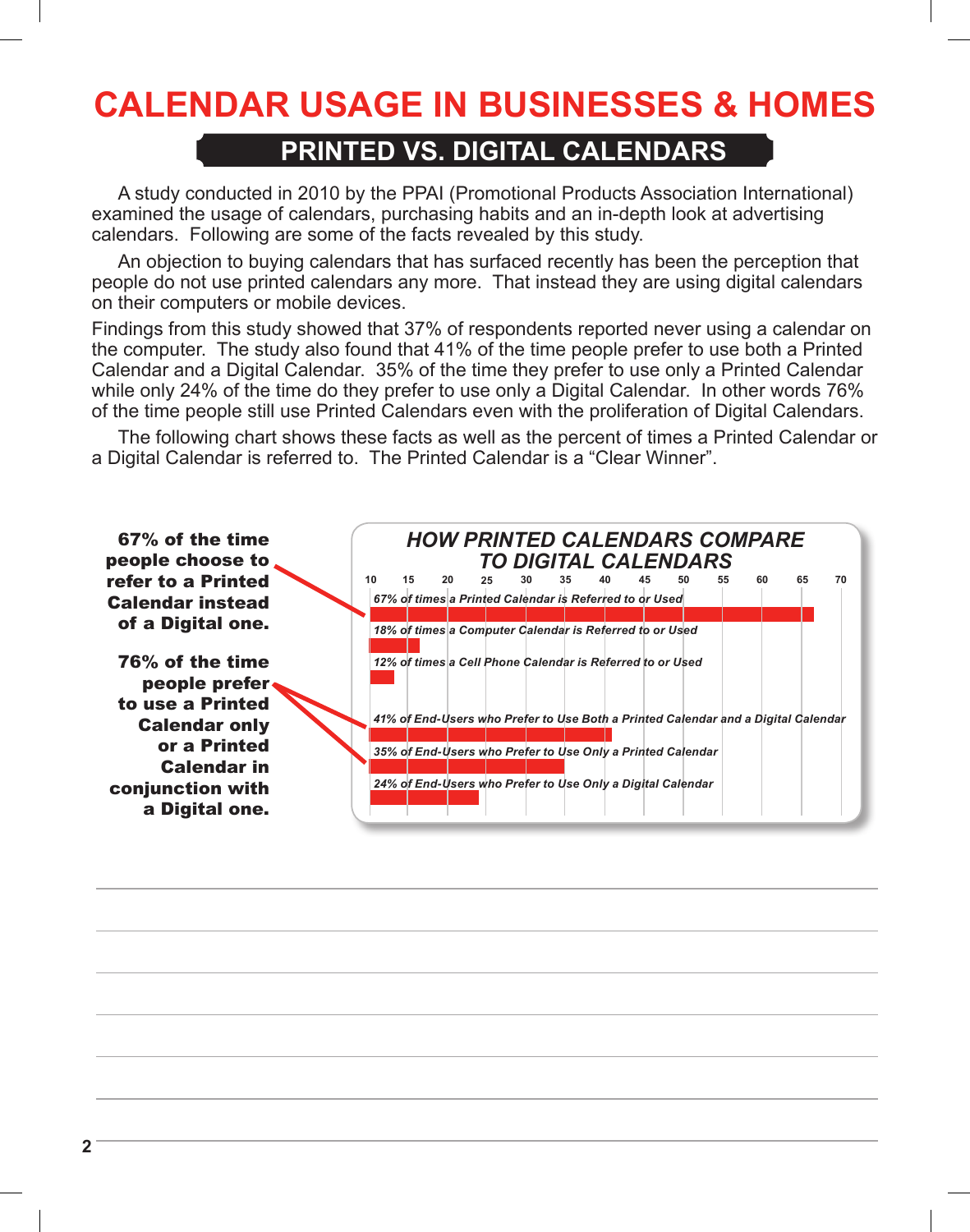# CALENDAR USAGE IN BUSINESSES & HOMES

## PRINTED VS. DIGITAL CALENDARS

A study conducted in 2010 by the PPAI (Promotional Products Association International) examined the usage of calendars, purchasing habits and an in-depth look at advertising calendars. Following are some of the facts revealed by this study.

An objection to buying calendars that has surfaced recently has been the perception that people do not use printed calendars any more. That instead they are using digital calendars on their computers or mobile devices.

Findings from this study showed that 37% of respondents reported never using a calendar on the computer. The study also found that 41% of the time people prefer to use both a Printed Calendar and a Digital Calendar. 35% of the time they prefer to use only a Printed Calendar while only 24% of the time do they prefer to use only a Digital Calendar. In other words 76% of the time people still use Printed Calendars even with the proliferation of Digital Calendars.

The following chart shows these facts as well as the percent of times a Printed Calendar or a Digital Calendar is referred to. The Printed Calendar is a "Clear Winner".

**67% of the time people choose to refer to a Printed Calendar instead of a Digital one.**

**76% of the time people prefer to use a Printed Calendar only or a Printed Calendar in conjunction with a Digital one.**

### HOW PRINTED CALENDARS COMPARE TO DIGITAL CALENDARS

| Measure | Percent |
|---|---|
| *67% of times a Printed Calendar is Referred to or Used* | 67 |
| *18% of times a Computer Calendar is Referred to or Used* | 18 |
| *12% of times a Cell Phone Calendar is Referred to or Used* | 12 |
| *41% of End-Users who Prefer to Use Both a Printed Calendar and a Digital Calendar* | 41 |
| *35% of End-Users who Prefer to Use Only a Printed Calendar* | 35 |
| *24% of End-Users who Prefer to Use Only a Digital Calendar* | 24 |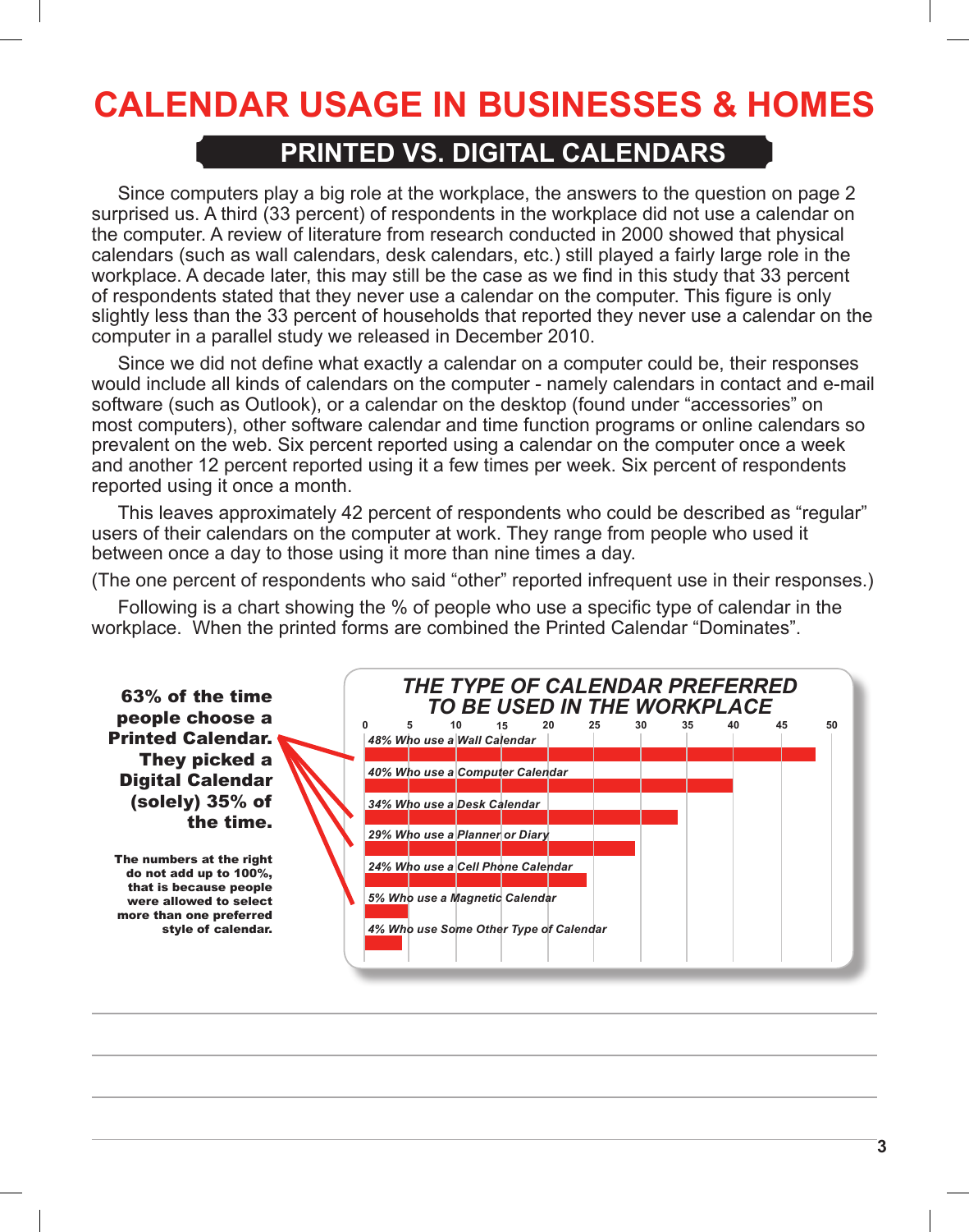# CALENDAR USAGE IN BUSINESSES & HOMES

## PRINTED VS. DIGITAL CALENDARS

Since computers play a big role at the workplace, the answers to the question on page 2 surprised us. A third (33 percent) of respondents in the workplace did not use a calendar on the computer. A review of literature from research conducted in 2000 showed that physical calendars (such as wall calendars, desk calendars, etc.) still played a fairly large role in the workplace. A decade later, this may still be the case as we find in this study that 33 percent of respondents stated that they never use a calendar on the computer. This figure is only slightly less than the 33 percent of households that reported they never use a calendar on the computer in a parallel study we released in December 2010.

Since we did not define what exactly a calendar on a computer could be, their responses would include all kinds of calendars on the computer - namely calendars in contact and e-mail software (such as Outlook), or a calendar on the desktop (found under "accessories" on most computers), other software calendar and time function programs or online calendars so prevalent on the web. Six percent reported using a calendar on the computer once a week and another 12 percent reported using it a few times per week. Six percent of respondents reported using it once a month.

This leaves approximately 42 percent of respondents who could be described as "regular" users of their calendars on the computer at work. They range from people who used it between once a day to those using it more than nine times a day.

(The one percent of respondents who said "other" reported infrequent use in their responses.)

Following is a chart showing the % of people who use a specific type of calendar in the workplace. When the printed forms are combined the Printed Calendar "Dominates".

**63% of the time people choose a Printed Calendar. They picked a Digital Calendar (solely) 35% of the time.**

**The numbers at the right do not add up to 100%, that is because people were allowed to select more than one preferred style of calendar.**

***THE TYPE OF CALENDAR PREFERRED TO BE USED IN THE WORKPLACE***

| Type of Calendar | % |
|---|---|
| *48% Who use a Wall Calendar* | 48 |
| *40% Who use a Computer Calendar* | 40 |
| *34% Who use a Desk Calendar* | 34 |
| *29% Who use a Planner or Diary* | 29 |
| *24% Who use a Cell Phone Calendar* | 24 |
| *5% Who use a Magnetic Calendar* | 5 |
| *4% Who use Some Other Type of Calendar* | 4 |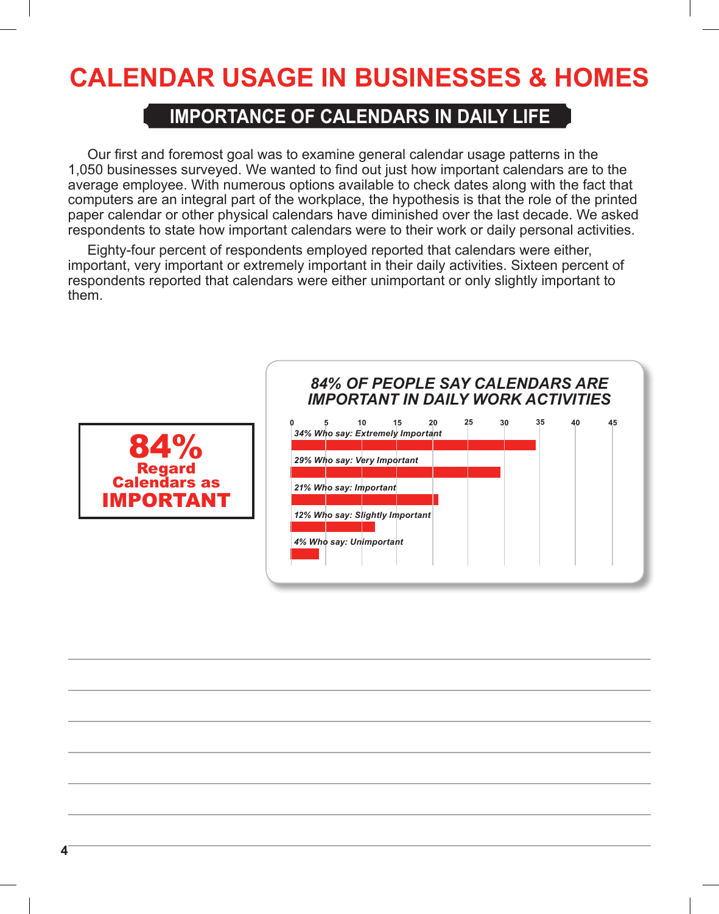# CALENDAR USAGE IN BUSINESSES & HOMES

## IMPORTANCE OF CALENDARS IN DAILY LIFE

Our first and foremost goal was to examine general calendar usage patterns in the 1,050 businesses surveyed. We wanted to find out just how important calendars are to the average employee. With numerous options available to check dates along with the fact that computers are an integral part of the workplace, the hypothesis is that the role of the printed paper calendar or other physical calendars have diminished over the last decade. We asked respondents to state how important calendars were to their work or daily personal activities.

Eighty-four percent of respondents employed reported that calendars were either, important, very important or extremely important in their daily activities. Sixteen percent of respondents reported that calendars were either unimportant or only slightly important to them.

**84%**
**Regard Calendars as**
**IMPORTANT**

***84% OF PEOPLE SAY CALENDARS ARE IMPORTANT IN DAILY WORK ACTIVITIES***

| Response | Percent |
|---|---|
| *34% Who say: Extremely Important* | 34 |
| *29% Who say: Very Important* | 29 |
| *21% Who say: Important* | 21 |
| *12% Who say: Slightly Important* | 12 |
| *4% Who say: Unimportant* | 4 |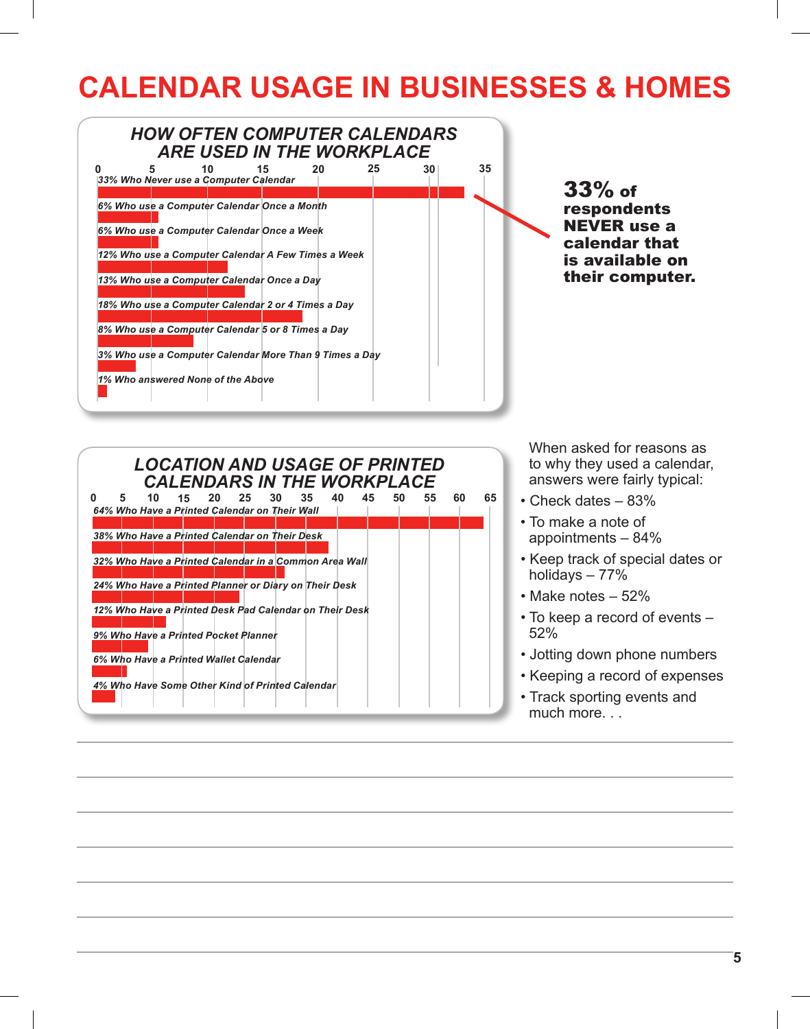# CALENDAR USAGE IN BUSINESSES & HOMES

### HOW OFTEN COMPUTER CALENDARS ARE USED IN THE WORKPLACE

0 5 10 15 20 25 30 35

*33% Who Never use a Computer Calendar*

*6% Who use a Computer Calendar Once a Month*

*6% Who use a Computer Calendar Once a Week*

*12% Who use a Computer Calendar A Few Times a Week*

*13% Who use a Computer Calendar Once a Day*

*18% Who use a Computer Calendar 2 or 4 Times a Day*

*8% Who use a Computer Calendar 5 or 8 Times a Day*

*3% Who use a Computer Calendar More Than 9 Times a Day*

*1% Who answered None of the Above*

**33% of respondents NEVER use a calendar that is available on their computer.**

### LOCATION AND USAGE OF PRINTED CALENDARS IN THE WORKPLACE

0 5 10 15 20 25 30 35 40 45 50 55 60 65

*64% Who Have a Printed Calendar on Their Wall*

*38% Who Have a Printed Calendar on Their Desk*

*32% Who Have a Printed Calendar in a Common Area Wall*

*24% Who Have a Printed Planner or Diary on Their Desk*

*12% Who Have a Printed Desk Pad Calendar on Their Desk*

*9% Who Have a Printed Pocket Planner*

*6% Who Have a Printed Wallet Calendar*

*4% Who Have Some Other Kind of Printed Calendar*

When asked for reasons as to why they used a calendar, answers were fairly typical:

- Check dates – 83%
- To make a note of appointments – 84%
- Keep track of special dates or holidays – 77%
- Make notes – 52%
- To keep a record of events – 52%
- Jotting down phone numbers
- Keeping a record of expenses
- Track sporting events and much more. . .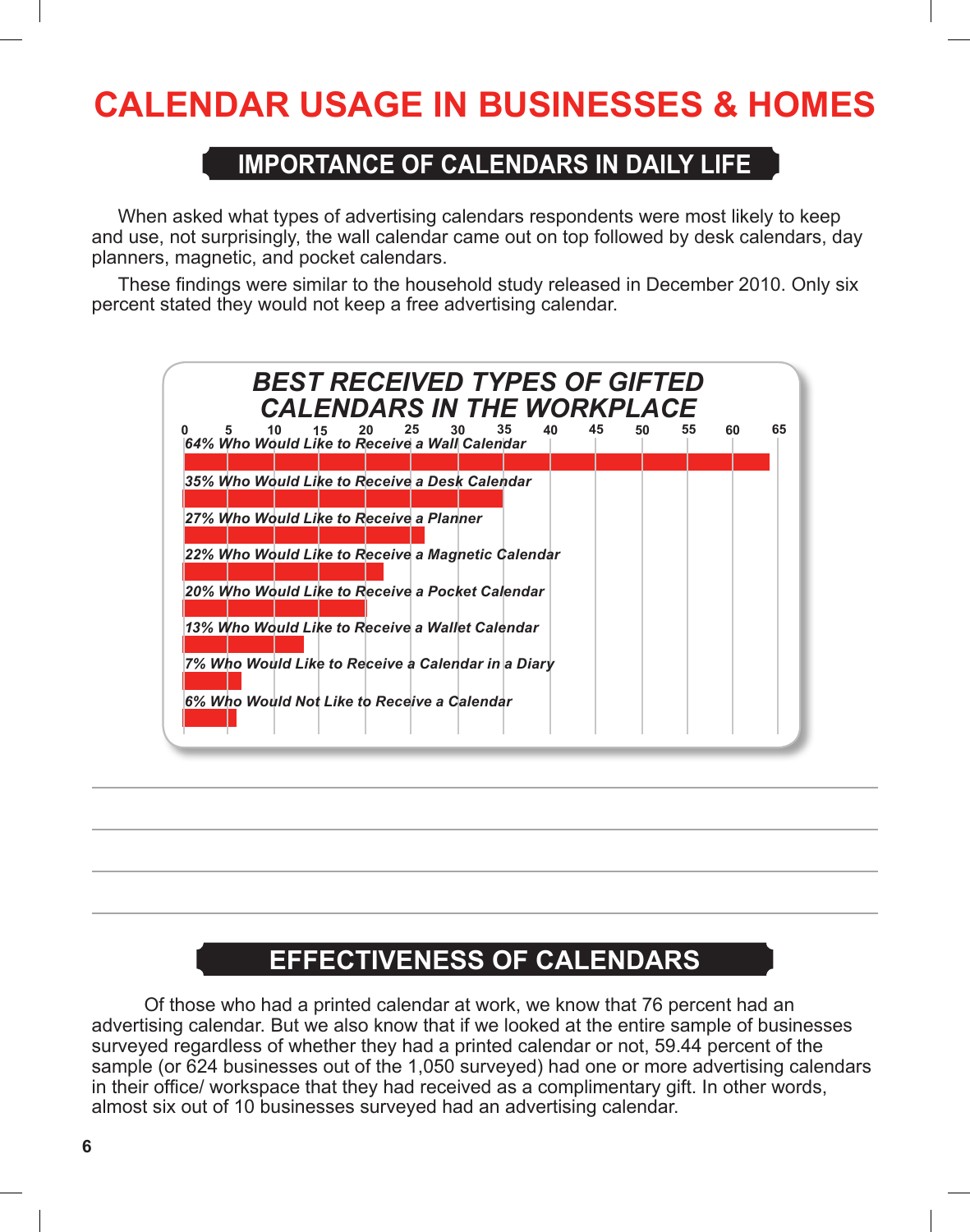# CALENDAR USAGE IN BUSINESSES & HOMES

## IMPORTANCE OF CALENDARS IN DAILY LIFE

When asked what types of advertising calendars respondents were most likely to keep and use, not surprisingly, the wall calendar came out on top followed by desk calendars, day planners, magnetic, and pocket calendars.

These findings were similar to the household study released in December 2010. Only six percent stated they would not keep a free advertising calendar.

### *BEST RECEIVED TYPES OF GIFTED CALENDARS IN THE WORKPLACE*

| Response | Percent |
|---|---|
| *64% Who Would Like to Receive a Wall Calendar* | 64 |
| *35% Who Would Like to Receive a Desk Calendar* | 35 |
| *27% Who Would Like to Receive a Planner* | 27 |
| *22% Who Would Like to Receive a Magnetic Calendar* | 22 |
| *20% Who Would Like to Receive a Pocket Calendar* | 20 |
| *13% Who Would Like to Receive a Wallet Calendar* | 13 |
| *7% Who Would Like to Receive a Calendar in a Diary* | 7 |
| *6% Who Would Not Like to Receive a Calendar* | 6 |

## EFFECTIVENESS OF CALENDARS

Of those who had a printed calendar at work, we know that 76 percent had an advertising calendar. But we also know that if we looked at the entire sample of businesses surveyed regardless of whether they had a printed calendar or not, 59.44 percent of the sample (or 624 businesses out of the 1,050 surveyed) had one or more advertising calendars in their office/ workspace that they had received as a complimentary gift. In other words, almost six out of 10 businesses surveyed had an advertising calendar.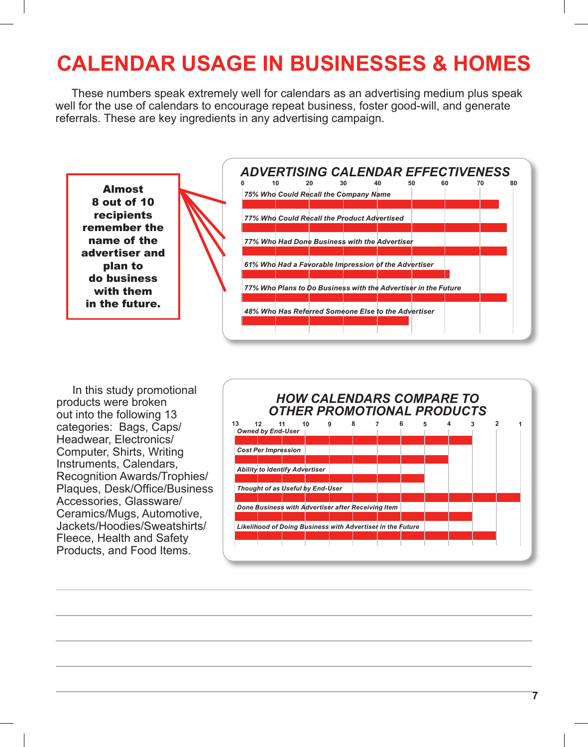# CALENDAR USAGE IN BUSINESSES & HOMES

These numbers speak extremely well for calendars as an advertising medium plus speak well for the use of calendars to encourage repeat business, foster good-will, and generate referrals. These are key ingredients in any advertising campaign.

**Almost 8 out of 10 recipients remember the name of the advertiser and plan to do business with them in the future.**

## *ADVERTISING CALENDAR EFFECTIVENESS*

- *75% Who Could Recall the Company Name*
- *77% Who Could Recall the Product Advertised*
- *77% Who Had Done Business with the Advertiser*
- *61% Who Had a Favorable Impression of the Advertiser*
- *77% Who Plans to Do Business with the Advertiser in the Future*
- *48% Who Has Referred Someone Else to the Advertiser*

In this study promotional products were broken out into the following 13 categories: Bags, Caps/Headwear, Electronics/Computer, Shirts, Writing Instruments, Calendars, Recognition Awards/Trophies/Plaques, Desk/Office/Business Accessories, Glassware/Ceramics/Mugs, Automotive, Jackets/Hoodies/Sweatshirts/Fleece, Health and Safety Products, and Food Items.

## *HOW CALENDARS COMPARE TO OTHER PROMOTIONAL PRODUCTS*

| Category | Rank |
|---|---|
| *Owned by End-User* | 3 |
| *Cost Per Impression* | 4 |
| *Ability to Identify Advertiser* | 5 |
| *Thought of as Useful by End-User* | 1 |
| *Done Business with Advertiser after Receiving Item* | 3 |
| *Likelihood of Doing Business with Advertiser in the Future* | 2 |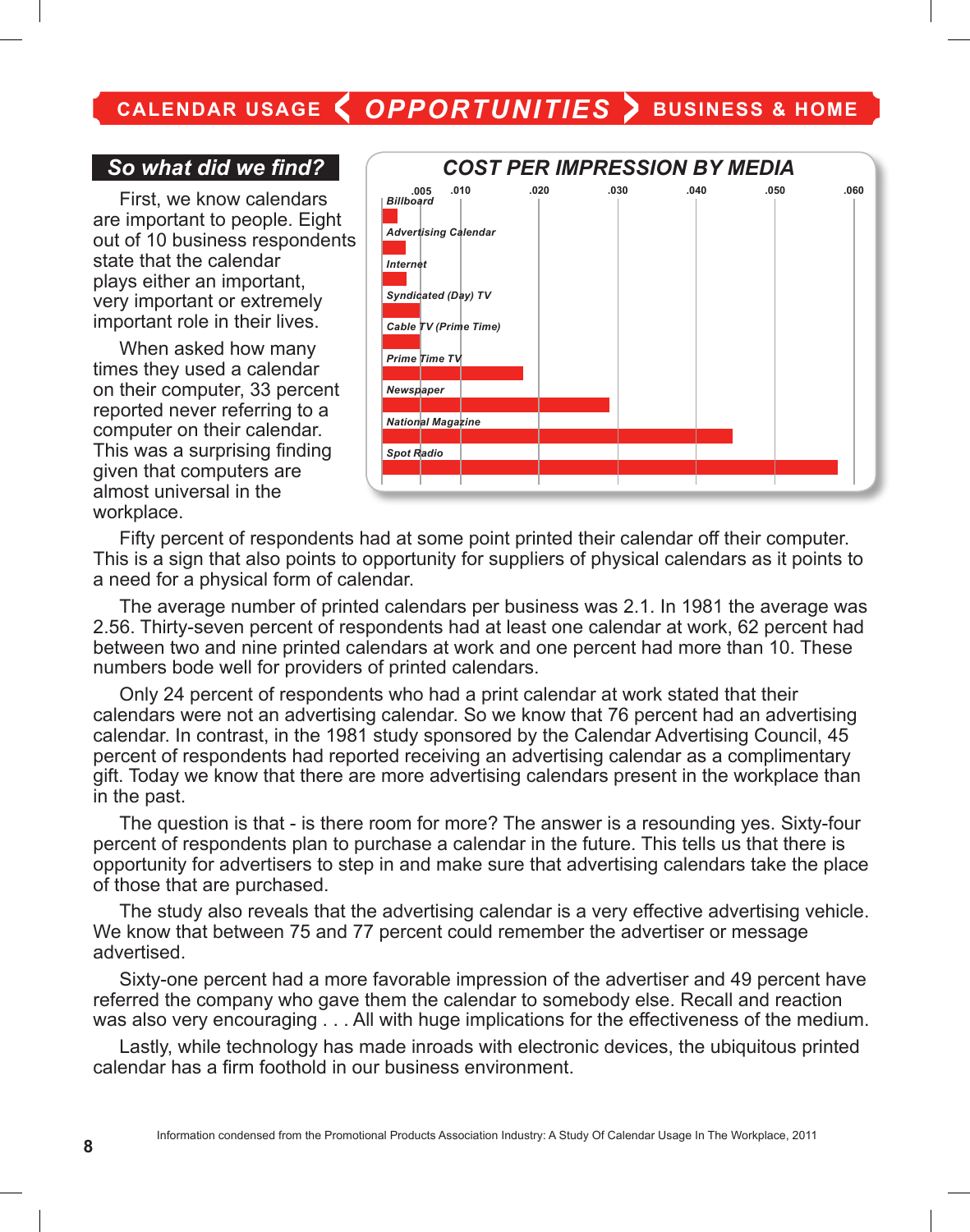CALENDAR USAGE **OPPORTUNITIES** BUSINESS & HOME

## So what did we find?

First, we know calendars are important to people. Eight out of 10 business respondents state that the calendar plays either an important, very important or extremely important role in their lives.

When asked how many times they used a calendar on their computer, 33 percent reported never referring to a computer on their calendar. This was a surprising finding given that computers are almost universal in the workplace.

### COST PER IMPRESSION BY MEDIA

.005 .010 .020 .030 .040 .050 .060

Billboard
Advertising Calendar
Internet
Syndicated (Day) TV
Cable TV (Prime Time)
Prime Time TV
Newspaper
National Magazine
Spot Radio

Fifty percent of respondents had at some point printed their calendar off their computer. This is a sign that also points to opportunity for suppliers of physical calendars as it points to a need for a physical form of calendar.

The average number of printed calendars per business was 2.1. In 1981 the average was 2.56. Thirty-seven percent of respondents had at least one calendar at work, 62 percent had between two and nine printed calendars at work and one percent had more than 10. These numbers bode well for providers of printed calendars.

Only 24 percent of respondents who had a print calendar at work stated that their calendars were not an advertising calendar. So we know that 76 percent had an advertising calendar. In contrast, in the 1981 study sponsored by the Calendar Advertising Council, 45 percent of respondents had reported receiving an advertising calendar as a complimentary gift. Today we know that there are more advertising calendars present in the workplace than in the past.

The question is that - is there room for more? The answer is a resounding yes. Sixty-four percent of respondents plan to purchase a calendar in the future. This tells us that there is opportunity for advertisers to step in and make sure that advertising calendars take the place of those that are purchased.

The study also reveals that the advertising calendar is a very effective advertising vehicle. We know that between 75 and 77 percent could remember the advertiser or message advertised.

Sixty-one percent had a more favorable impression of the advertiser and 49 percent have referred the company who gave them the calendar to somebody else. Recall and reaction was also very encouraging . . . All with huge implications for the effectiveness of the medium.

Lastly, while technology has made inroads with electronic devices, the ubiquitous printed calendar has a firm foothold in our business environment.

Information condensed from the Promotional Products Association Industry: A Study Of Calendar Usage In The Workplace, 2011